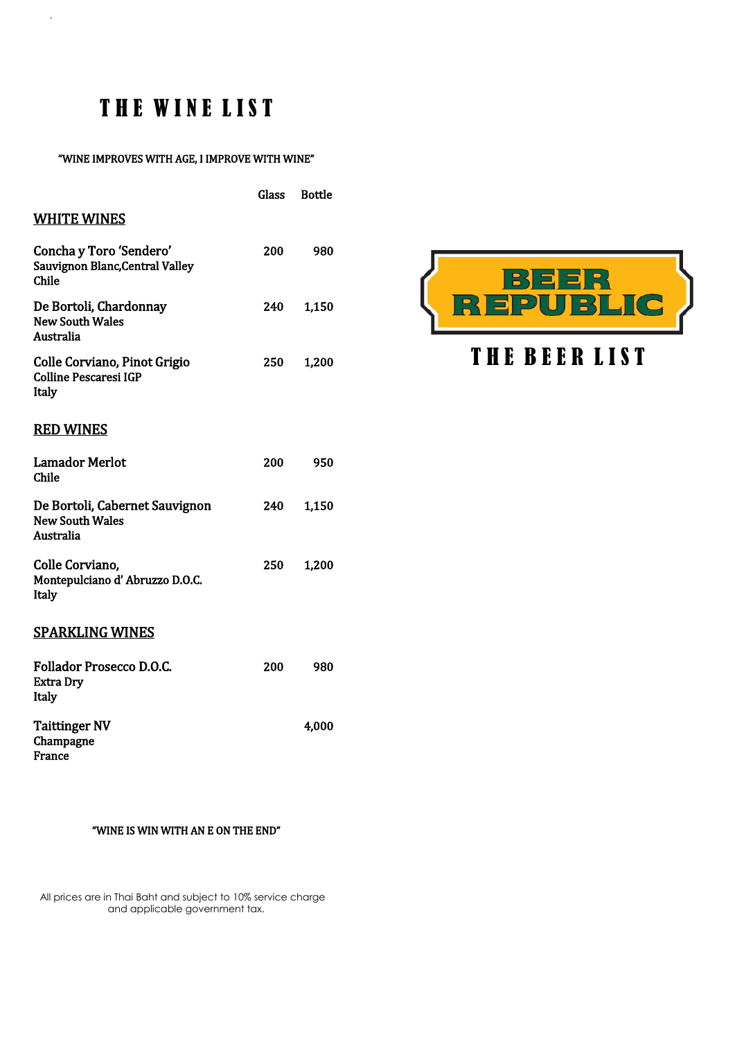# THE WINE LIST

"WINE IMPROVES WITH AGE, I IMPROVE WITH WINE"

| | Glass | Bottle |
|---|---|---|
| **WHITE WINES** | | |
| Concha y Toro 'Sendero'<br>Sauvignon Blanc,Central Valley<br>Chile | 200 | 980 |
| De Bortoli, Chardonnay<br>New South Wales<br>Australia | 240 | 1,150 |
| Colle Corviano, Pinot Grigio<br>Colline Pescaresi IGP<br>Italy | 250 | 1,200 |
| **RED WINES** | | |
| Lamador Merlot<br>Chile | 200 | 950 |
| De Bortoli, Cabernet Sauvignon<br>New South Wales<br>Australia | 240 | 1,150 |
| Colle Corviano,<br>Montepulciano d' Abruzzo D.O.C.<br>Italy | 250 | 1,200 |
| **SPARKLING WINES** | | |
| Follador Prosecco D.O.C.<br>Extra Dry<br>Italy | 200 | 980 |
| Taittinger NV<br>Champagne<br>France | | 4,000 |

"WINE IS WIN WITH AN E ON THE END"

All prices are in Thai Baht and subject to 10% service charge and applicable government tax.

BEER REPUBLIC

# THE BEER LIST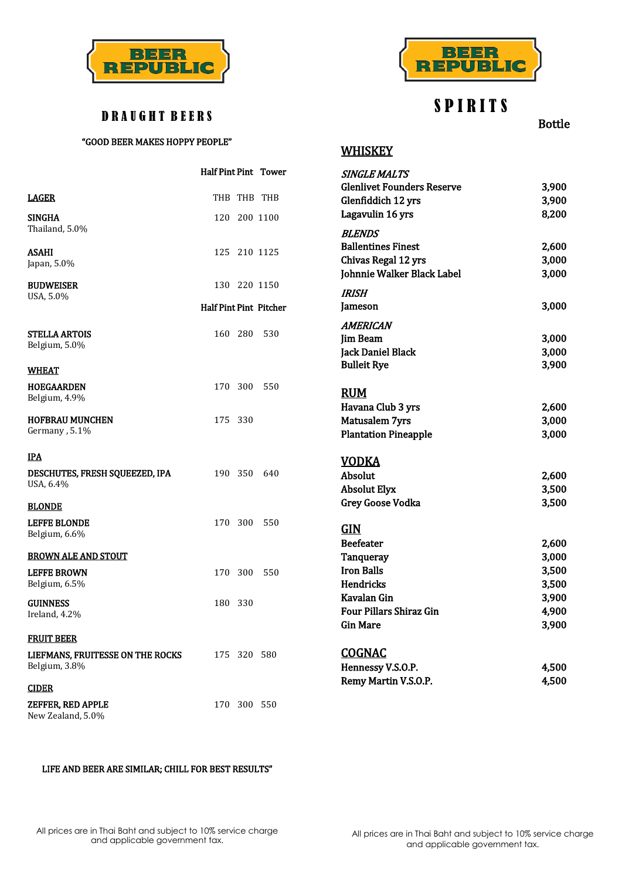# BEER REPUBLIC

## DRAUGHT BEERS

"GOOD BEER MAKES HOPPY PEOPLE"

| | Half Pint | Pint | Tower |
|---|---|---|---|
| **LAGER** | THB | THB | THB |
| **SINGHA**<br>Thailand, 5.0% | 120 | 200 | 1100 |
| **ASAHI**<br>Japan, 5.0% | 125 | 210 | 1125 |
| **BUDWEISER**<br>USA, 5.0% | 130 | 220 | 1150 |

| | Half Pint | Pint | Pitcher |
|---|---|---|---|
| **STELLA ARTOIS**<br>Belgium, 5.0% | 160 | 280 | 530 |
| **WHEAT** | | | |
| **HOEGAARDEN**<br>Belgium, 4.9% | 170 | 300 | 550 |
| **HOFBRAU MUNCHEN**<br>Germany , 5.1% | 175 | 330 | |
| **IPA** | | | |
| **DESCHUTES, FRESH SQUEEZED, IPA**<br>USA, 6.4% | 190 | 350 | 640 |
| **BLONDE** | | | |
| **LEFFE BLONDE**<br>Belgium, 6.6% | 170 | 300 | 550 |
| **BROWN ALE AND STOUT** | | | |
| **LEFFE BROWN**<br>Belgium, 6.5% | 170 | 300 | 550 |
| **GUINNESS**<br>Ireland, 4.2% | 180 | 330 | |
| **FRUIT BEER** | | | |
| **LIEFMANS, FRUITESSE ON THE ROCKS**<br>Belgium, 3.8% | 175 | 320 | 580 |
| **CIDER** | | | |
| **ZEFFER, RED APPLE**<br>New Zealand, 5.0% | 170 | 300 | 550 |

LIFE AND BEER ARE SIMILAR; CHILL FOR BEST RESULTS"

All prices are in Thai Baht and subject to 10% service charge and applicable government tax.

# BEER REPUBLIC

## SPIRITS

| | Bottle |
|---|---|
| **WHISKEY** | |
| ***SINGLE MALTS*** | |
| **Glenlivet Founders Reserve** | 3,900 |
| **Glenfiddich 12 yrs** | 3,900 |
| **Lagavulin 16 yrs** | 8,200 |
| ***BLENDS*** | |
| **Ballentines Finest** | 2,600 |
| **Chivas Regal 12 yrs** | 3,000 |
| **Johnnie Walker Black Label** | 3,000 |
| ***IRISH*** | |
| **Jameson** | 3,000 |
| ***AMERICAN*** | |
| **Jim Beam** | 3,000 |
| **Jack Daniel Black** | 3,000 |
| **Bulleit Rye** | 3,900 |
| **RUM** | |
| **Havana Club 3 yrs** | 2,600 |
| **Matusalem 7yrs** | 3,000 |
| **Plantation Pineapple** | 3,000 |
| **VODKA** | |
| **Absolut** | 2,600 |
| **Absolut Elyx** | 3,500 |
| **Grey Goose Vodka** | 3,500 |
| **GIN** | |
| **Beefeater** | 2,600 |
| **Tanqueray** | 3,000 |
| **Iron Balls** | 3,500 |
| **Hendricks** | 3,500 |
| **Kavalan Gin** | 3,900 |
| **Four Pillars Shiraz Gin** | 4,900 |
| **Gin Mare** | 3,900 |
| **COGNAC** | |
| **Hennessy V.S.O.P.** | 4,500 |
| **Remy Martin V.S.O.P.** | 4,500 |

All prices are in Thai Baht and subject to 10% service charge and applicable government tax.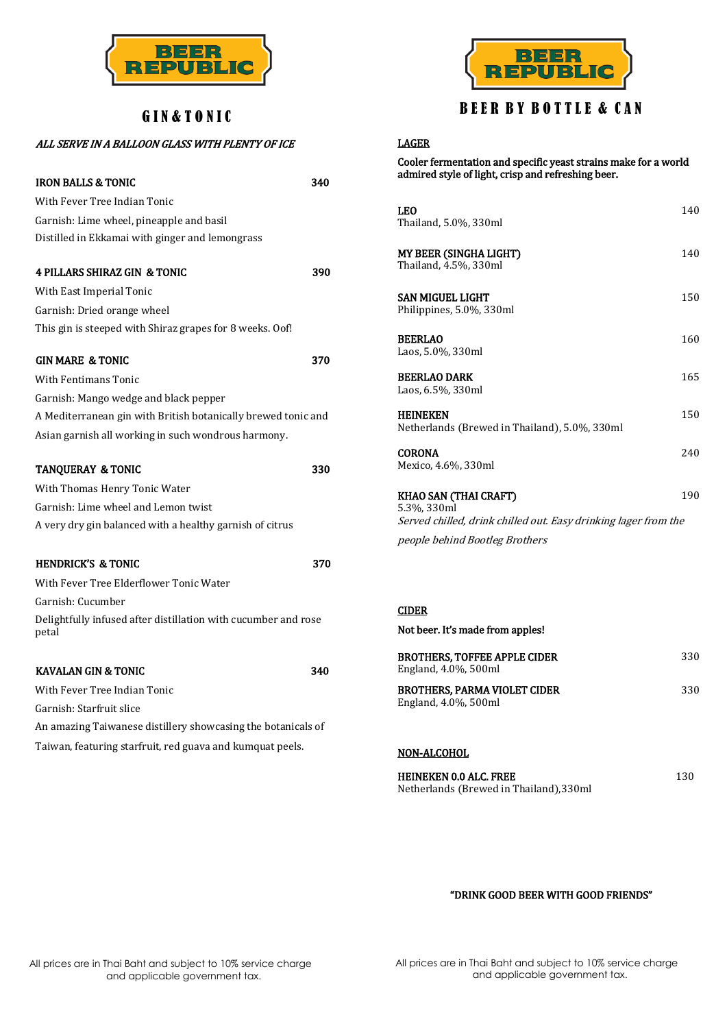# BEER REPUBLIC

## GIN & TONIC

*ALL SERVE IN A BALLOON GLASS WITH PLENTY OF ICE*

**IRON BALLS & TONIC** — 340

With Fever Tree Indian Tonic

Garnish: Lime wheel, pineapple and basil

Distilled in Ekkamai with ginger and lemongrass

**4 PILLARS SHIRAZ GIN & TONIC** — 390

With East Imperial Tonic

Garnish: Dried orange wheel

This gin is steeped with Shiraz grapes for 8 weeks. Oof!

**GIN MARE & TONIC** — 370

With Fentimans Tonic

Garnish: Mango wedge and black pepper

A Mediterranean gin with British botanically brewed tonic and Asian garnish all working in such wondrous harmony.

**TANQUERAY & TONIC** — 330

With Thomas Henry Tonic Water

Garnish: Lime wheel and Lemon twist

A very dry gin balanced with a healthy garnish of citrus

**HENDRICK'S & TONIC** — 370

With Fever Tree Elderflower Tonic Water

Garnish: Cucumber

Delightfully infused after distillation with cucumber and rose petal

**KAVALAN GIN & TONIC** — 340

With Fever Tree Indian Tonic

Garnish: Starfruit slice

An amazing Taiwanese distillery showcasing the botanicals of Taiwan, featuring starfruit, red guava and kumquat peels.

All prices are in Thai Baht and subject to 10% service charge and applicable government tax.

# BEER REPUBLIC

## BEER BY BOTTLE & CAN

### LAGER

**Cooler fermentation and specific yeast strains make for a world admired style of light, crisp and refreshing beer.**

**LEO** — 140
Thailand, 5.0%, 330ml

**MY BEER (SINGHA LIGHT)** — 140
Thailand, 4.5%, 330ml

**SAN MIGUEL LIGHT** — 150
Philippines, 5.0%, 330ml

**BEERLAO** — 160
Laos, 5.0%, 330ml

**BEERLAO DARK** — 165
Laos, 6.5%, 330ml

**HEINEKEN** — 150
Netherlands (Brewed in Thailand), 5.0%, 330ml

**CORONA** — 240
Mexico, 4.6%, 330ml

**KHAO SAN (THAI CRAFT)** — 190
5.3%, 330ml
*Served chilled, drink chilled out. Easy drinking lager from the people behind Bootleg Brothers*

### CIDER

**Not beer. It's made from apples!**

**BROTHERS, TOFFEE APPLE CIDER** — 330
England, 4.0%, 500ml

**BROTHERS, PARMA VIOLET CIDER** — 330
England, 4.0%, 500ml

### NON-ALCOHOL

**HEINEKEN 0.0 ALC. FREE** — 130
Netherlands (Brewed in Thailand), 330ml

**"DRINK GOOD BEER WITH GOOD FRIENDS"**

All prices are in Thai Baht and subject to 10% service charge and applicable government tax.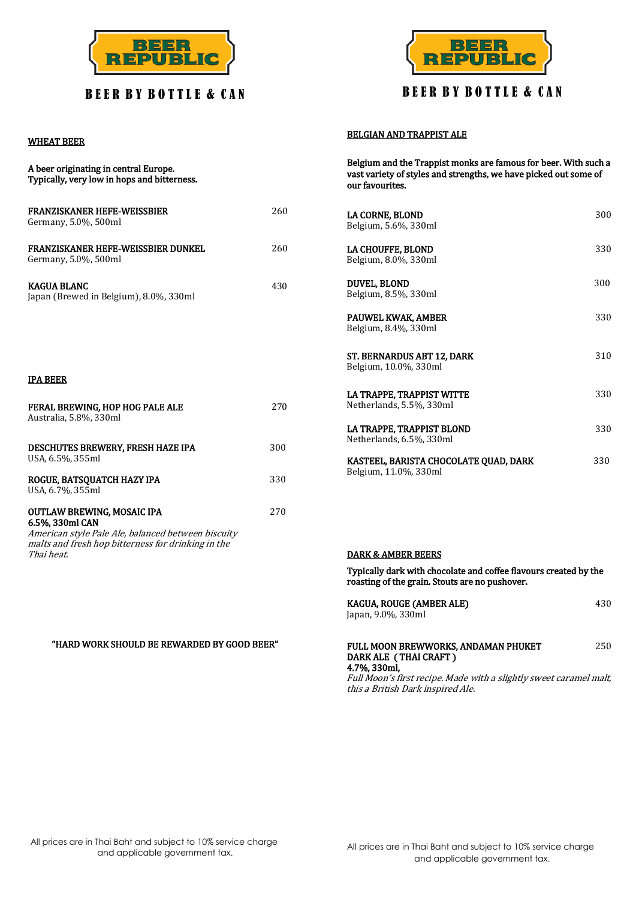# BEER REPUBLIC

## BEER BY BOTTLE & CAN

### WHEAT BEER

**A beer originating in central Europe. Typically, very low in hops and bitterness.**

**FRANZISKANER HEFE-WEISSBIER** — 260
Germany, 5.0%, 500ml

**FRANZISKANER HEFE-WEISSBIER DUNKEL** — 260
Germany, 5.0%, 500ml

**KAGUA BLANC** — 430
Japan (Brewed in Belgium), 8.0%, 330ml

### IPA BEER

**FERAL BREWING, HOP HOG PALE ALE** — 270
Australia, 5.8%, 330ml

**DESCHUTES BREWERY, FRESH HAZE IPA** — 300
USA, 6.5%, 355ml

**ROGUE, BATSQUATCH HAZY IPA** — 330
USA, 6.7%, 355ml

**OUTLAW BREWING, MOSAIC IPA** — 270
**6.5%, 330ml CAN**
*American style Pale Ale, balanced between biscuity malts and fresh hop bitterness for drinking in the Thai heat.*

**"HARD WORK SHOULD BE REWARDED BY GOOD BEER"**

All prices are in Thai Baht and subject to 10% service charge and applicable government tax.

# BEER REPUBLIC

## BEER BY BOTTLE & CAN

### BELGIAN AND TRAPPIST ALE

**Belgium and the Trappist monks are famous for beer. With such a vast variety of styles and strengths, we have picked out some of our favourites.**

**LA CORNE, BLOND** — 300
Belgium, 5.6%, 330ml

**LA CHOUFFE, BLOND** — 330
Belgium, 8.0%, 330ml

**DUVEL, BLOND** — 300
Belgium, 8.5%, 330ml

**PAUWEL KWAK, AMBER** — 330
Belgium, 8.4%, 330ml

**ST. BERNARDUS ABT 12, DARK** — 310
Belgium, 10.0%, 330ml

**LA TRAPPE, TRAPPIST WITTE** — 330
Netherlands, 5.5%, 330ml

**LA TRAPPE, TRAPPIST BLOND** — 330
Netherlands, 6.5%, 330ml

**KASTEEL, BARISTA CHOCOLATE QUAD, DARK** — 330
Belgium, 11.0%, 330ml

### DARK & AMBER BEERS

**Typically dark with chocolate and coffee flavours created by the roasting of the grain. Stouts are no pushover.**

**KAGUA, ROUGE (AMBER ALE)** — 430
Japan, 9.0%, 330ml

**FULL MOON BREWWORKS, ANDAMAN PHUKET DARK ALE ( THAI CRAFT )** — 250
**4.7%, 330ml,**
*Full Moon's first recipe. Made with a slightly sweet caramel malt, this a British Dark inspired Ale.*

All prices are in Thai Baht and subject to 10% service charge and applicable government tax.